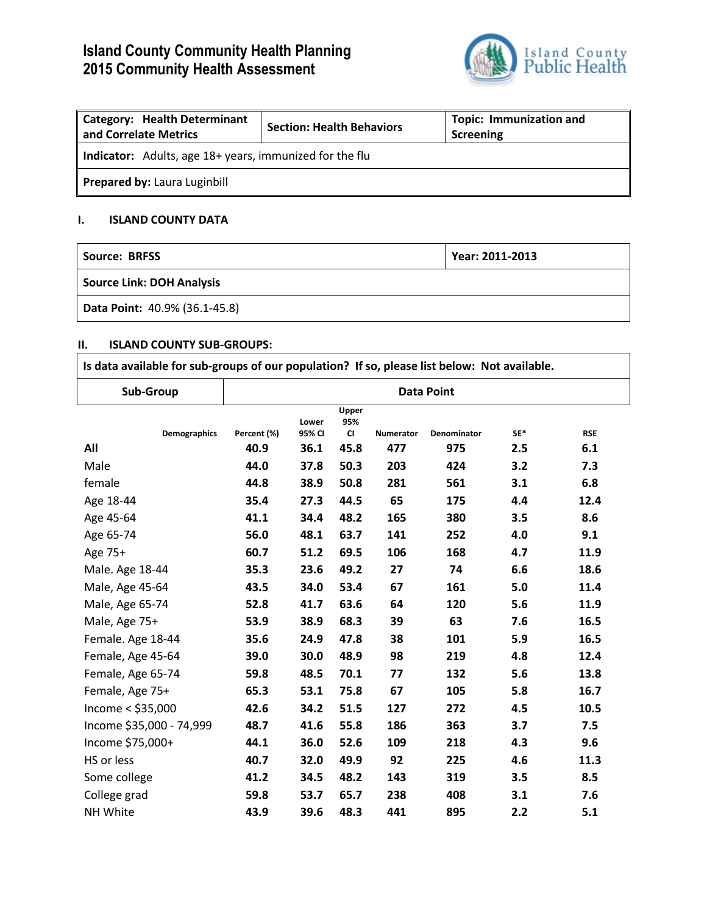# Island County Community Health Planning
# 2015 Community Health Assessment

| **Category: Health Determinant and Correlate Metrics** | **Section: Health Behaviors** | **Topic: Immunization and Screening** |
|---|---|---|
| **Indicator:** Adults, age 18+ years, immunized for the flu | | |
| **Prepared by:** Laura Luginbill | | |

## I. ISLAND COUNTY DATA

| **Source: BRFSS** | **Year: 2011-2013** |
|---|---|
| **Source Link: DOH Analysis** | |
| **Data Point:** 40.9% (36.1-45.8) | |

## II. ISLAND COUNTY SUB-GROUPS:

**Is data available for sub-groups of our population? If so, please list below: Not available.**

| Sub-Group | Data Point |
|---|---|

| Demographics | Percent (%) | Lower 95% CI | Upper 95% CI | Numerator | Denominator | SE* | RSE |
|---|---|---|---|---|---|---|---|
| **All** | **40.9** | **36.1** | **45.8** | **477** | **975** | **2.5** | **6.1** |
| Male | **44.0** | **37.8** | **50.3** | **203** | **424** | **3.2** | **7.3** |
| female | **44.8** | **38.9** | **50.8** | **281** | **561** | **3.1** | **6.8** |
| Age 18-44 | **35.4** | **27.3** | **44.5** | **65** | **175** | **4.4** | **12.4** |
| Age 45-64 | **41.1** | **34.4** | **48.2** | **165** | **380** | **3.5** | **8.6** |
| Age 65-74 | **56.0** | **48.1** | **63.7** | **141** | **252** | **4.0** | **9.1** |
| Age 75+ | **60.7** | **51.2** | **69.5** | **106** | **168** | **4.7** | **11.9** |
| Male. Age 18-44 | **35.3** | **23.6** | **49.2** | **27** | **74** | **6.6** | **18.6** |
| Male, Age 45-64 | **43.5** | **34.0** | **53.4** | **67** | **161** | **5.0** | **11.4** |
| Male, Age 65-74 | **52.8** | **41.7** | **63.6** | **64** | **120** | **5.6** | **11.9** |
| Male, Age 75+ | **53.9** | **38.9** | **68.3** | **39** | **63** | **7.6** | **16.5** |
| Female. Age 18-44 | **35.6** | **24.9** | **47.8** | **38** | **101** | **5.9** | **16.5** |
| Female, Age 45-64 | **39.0** | **30.0** | **48.9** | **98** | **219** | **4.8** | **12.4** |
| Female, Age 65-74 | **59.8** | **48.5** | **70.1** | **77** | **132** | **5.6** | **13.8** |
| Female, Age 75+ | **65.3** | **53.1** | **75.8** | **67** | **105** | **5.8** | **16.7** |
| Income < $35,000 | **42.6** | **34.2** | **51.5** | **127** | **272** | **4.5** | **10.5** |
| Income $35,000 - 74,999 | **48.7** | **41.6** | **55.8** | **186** | **363** | **3.7** | **7.5** |
| Income $75,000+ | **44.1** | **36.0** | **52.6** | **109** | **218** | **4.3** | **9.6** |
| HS or less | **40.7** | **32.0** | **49.9** | **92** | **225** | **4.6** | **11.3** |
| Some college | **41.2** | **34.5** | **48.2** | **143** | **319** | **3.5** | **8.5** |
| College grad | **59.8** | **53.7** | **65.7** | **238** | **408** | **3.1** | **7.6** |
| NH White | **43.9** | **39.6** | **48.3** | **441** | **895** | **2.2** | **5.1** |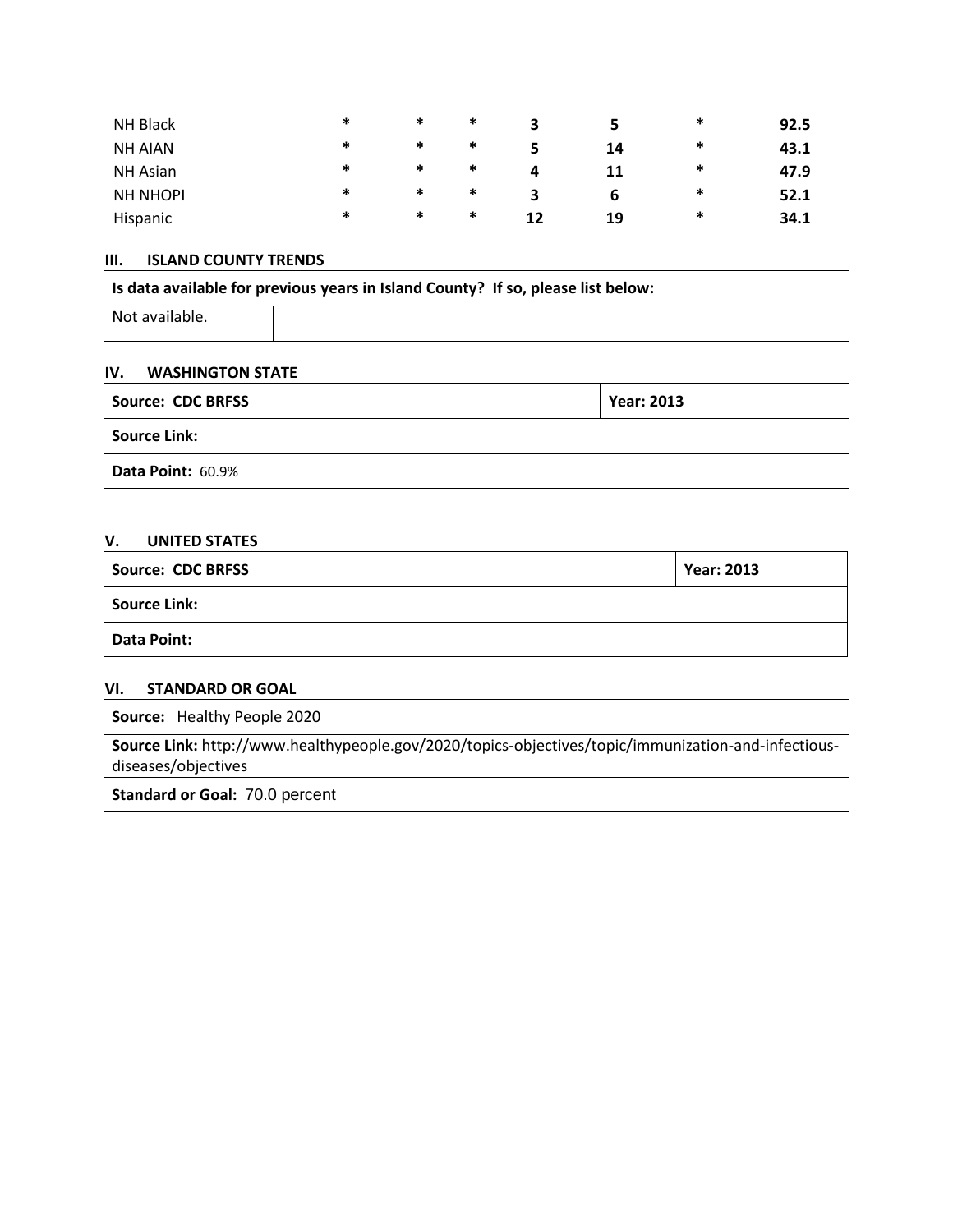| | | | | | | | |
|---|---|---|---|---|---|---|---|
| NH Black | * | * | * | **3** | **5** | * | **92.5** |
| NH AIAN | * | * | * | **5** | **14** | * | **43.1** |
| NH Asian | * | * | * | **4** | **11** | * | **47.9** |
| NH NHOPI | * | * | * | **3** | **6** | * | **52.1** |
| Hispanic | * | * | * | **12** | **19** | * | **34.1** |

## III. ISLAND COUNTY TRENDS

| **Is data available for previous years in Island County? If so, please list below:** | |
|---|---|
| Not available. | |

## IV. WASHINGTON STATE

| | |
|---|---|
| **Source: CDC BRFSS** | **Year: 2013** |
| **Source Link:** | |
| **Data Point:** 60.9% | |

## V. UNITED STATES

| | |
|---|---|
| **Source: CDC BRFSS** | **Year: 2013** |
| **Source Link:** | |
| **Data Point:** | |

## VI. STANDARD OR GOAL

**Source:** Healthy People 2020

**Source Link:** http://www.healthypeople.gov/2020/topics-objectives/topic/immunization-and-infectious-diseases/objectives

**Standard or Goal:** 70.0 percent